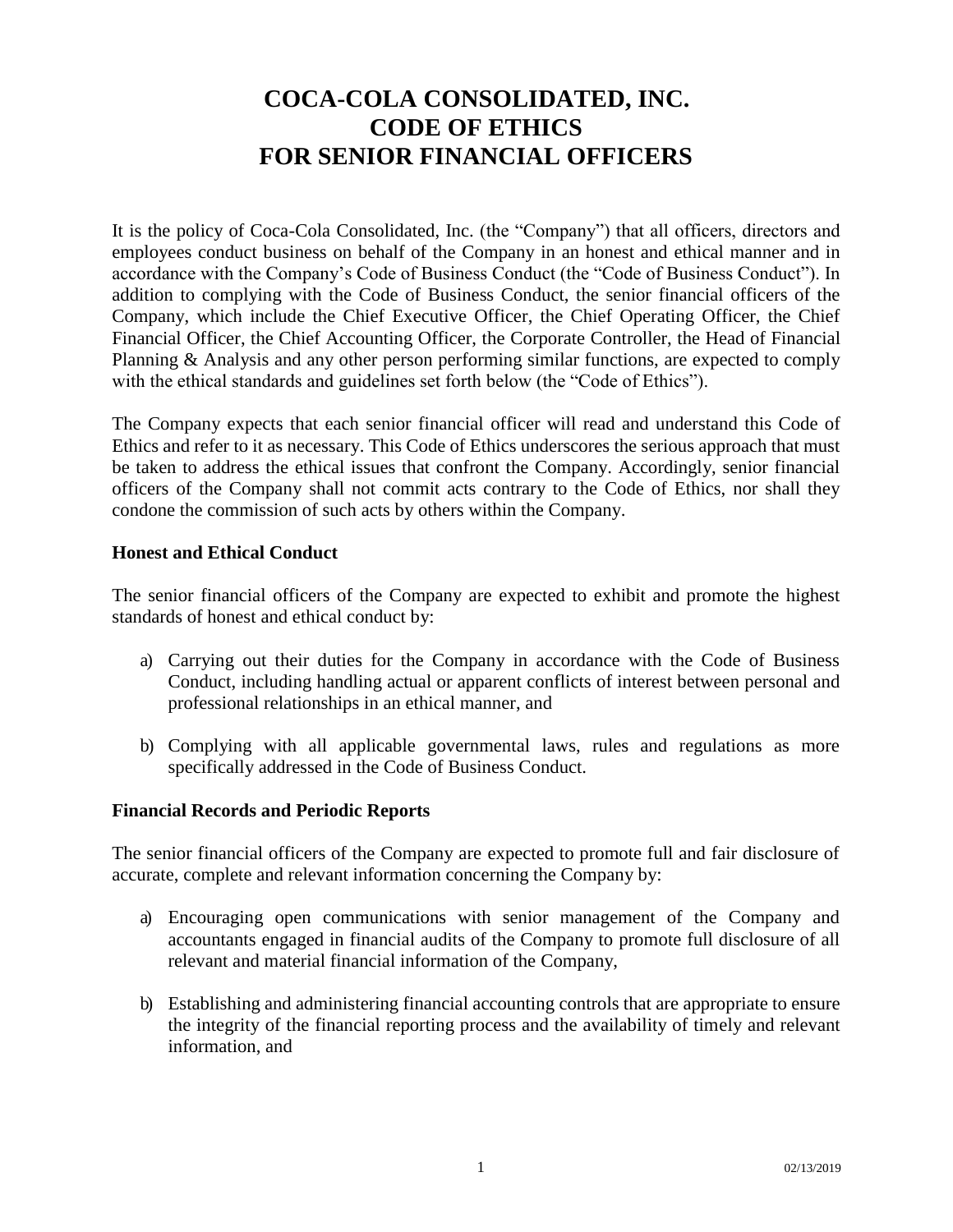# COCA-COLA CONSOLIDATED, INC.
# CODE OF ETHICS
# FOR SENIOR FINANCIAL OFFICERS

It is the policy of Coca-Cola Consolidated, Inc. (the "Company") that all officers, directors and employees conduct business on behalf of the Company in an honest and ethical manner and in accordance with the Company's Code of Business Conduct (the "Code of Business Conduct"). In addition to complying with the Code of Business Conduct, the senior financial officers of the Company, which include the Chief Executive Officer, the Chief Operating Officer, the Chief Financial Officer, the Chief Accounting Officer, the Corporate Controller, the Head of Financial Planning & Analysis and any other person performing similar functions, are expected to comply with the ethical standards and guidelines set forth below (the "Code of Ethics").

The Company expects that each senior financial officer will read and understand this Code of Ethics and refer to it as necessary. This Code of Ethics underscores the serious approach that must be taken to address the ethical issues that confront the Company. Accordingly, senior financial officers of the Company shall not commit acts contrary to the Code of Ethics, nor shall they condone the commission of such acts by others within the Company.

**Honest and Ethical Conduct**

The senior financial officers of the Company are expected to exhibit and promote the highest standards of honest and ethical conduct by:

a) Carrying out their duties for the Company in accordance with the Code of Business Conduct, including handling actual or apparent conflicts of interest between personal and professional relationships in an ethical manner, and

b) Complying with all applicable governmental laws, rules and regulations as more specifically addressed in the Code of Business Conduct.

**Financial Records and Periodic Reports**

The senior financial officers of the Company are expected to promote full and fair disclosure of accurate, complete and relevant information concerning the Company by:

a) Encouraging open communications with senior management of the Company and accountants engaged in financial audits of the Company to promote full disclosure of all relevant and material financial information of the Company,

b) Establishing and administering financial accounting controls that are appropriate to ensure the integrity of the financial reporting process and the availability of timely and relevant information, and

02/13/2019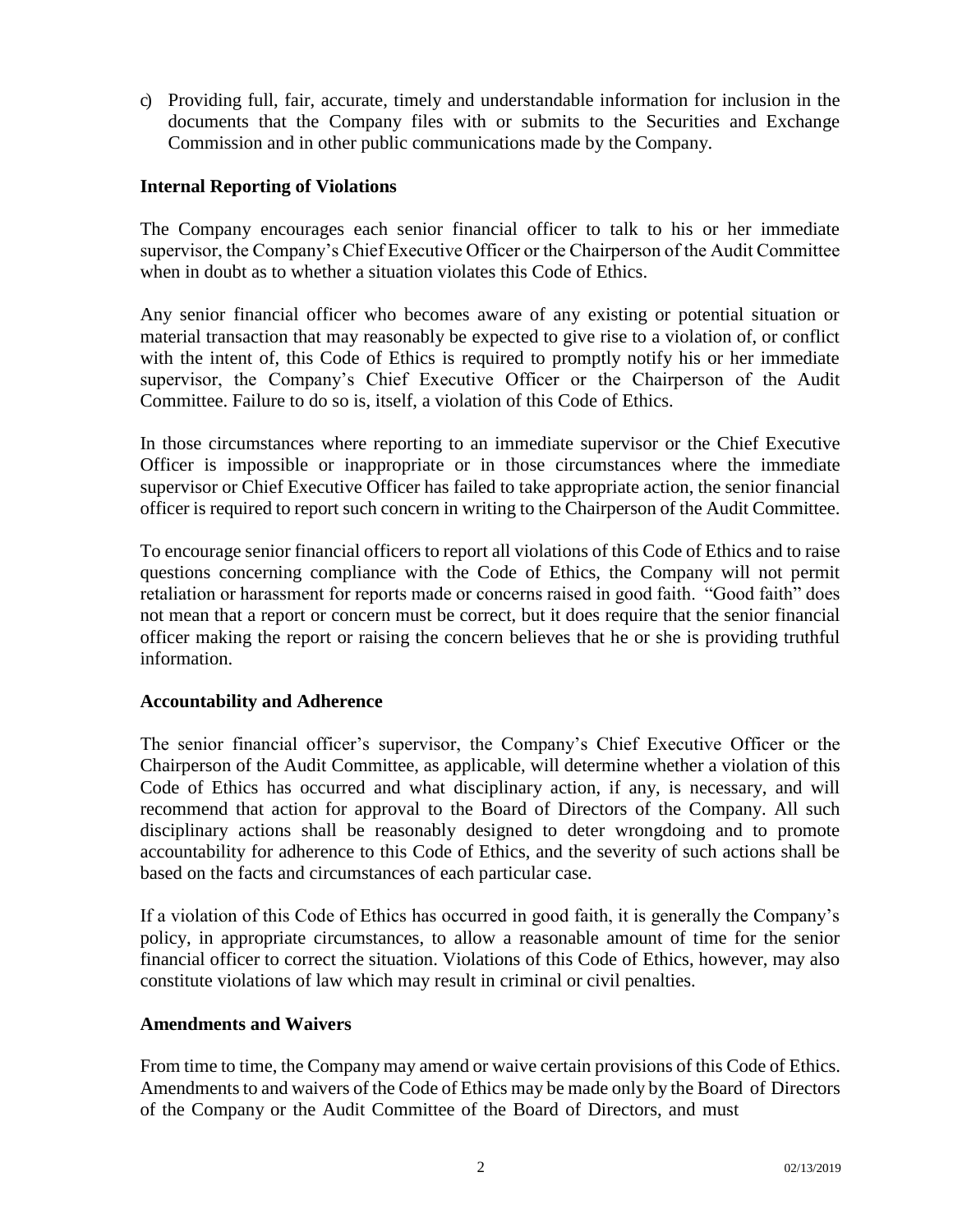c) Providing full, fair, accurate, timely and understandable information for inclusion in the documents that the Company files with or submits to the Securities and Exchange Commission and in other public communications made by the Company.

### Internal Reporting of Violations

The Company encourages each senior financial officer to talk to his or her immediate supervisor, the Company's Chief Executive Officer or the Chairperson of the Audit Committee when in doubt as to whether a situation violates this Code of Ethics.

Any senior financial officer who becomes aware of any existing or potential situation or material transaction that may reasonably be expected to give rise to a violation of, or conflict with the intent of, this Code of Ethics is required to promptly notify his or her immediate supervisor, the Company's Chief Executive Officer or the Chairperson of the Audit Committee. Failure to do so is, itself, a violation of this Code of Ethics.

In those circumstances where reporting to an immediate supervisor or the Chief Executive Officer is impossible or inappropriate or in those circumstances where the immediate supervisor or Chief Executive Officer has failed to take appropriate action, the senior financial officer is required to report such concern in writing to the Chairperson of the Audit Committee.

To encourage senior financial officers to report all violations of this Code of Ethics and to raise questions concerning compliance with the Code of Ethics, the Company will not permit retaliation or harassment for reports made or concerns raised in good faith. "Good faith" does not mean that a report or concern must be correct, but it does require that the senior financial officer making the report or raising the concern believes that he or she is providing truthful information.

### Accountability and Adherence

The senior financial officer's supervisor, the Company's Chief Executive Officer or the Chairperson of the Audit Committee, as applicable, will determine whether a violation of this Code of Ethics has occurred and what disciplinary action, if any, is necessary, and will recommend that action for approval to the Board of Directors of the Company. All such disciplinary actions shall be reasonably designed to deter wrongdoing and to promote accountability for adherence to this Code of Ethics, and the severity of such actions shall be based on the facts and circumstances of each particular case.

If a violation of this Code of Ethics has occurred in good faith, it is generally the Company's policy, in appropriate circumstances, to allow a reasonable amount of time for the senior financial officer to correct the situation. Violations of this Code of Ethics, however, may also constitute violations of law which may result in criminal or civil penalties.

### Amendments and Waivers

From time to time, the Company may amend or waive certain provisions of this Code of Ethics. Amendments to and waivers of the Code of Ethics may be made only by the Board of Directors of the Company or the Audit Committee of the Board of Directors, and must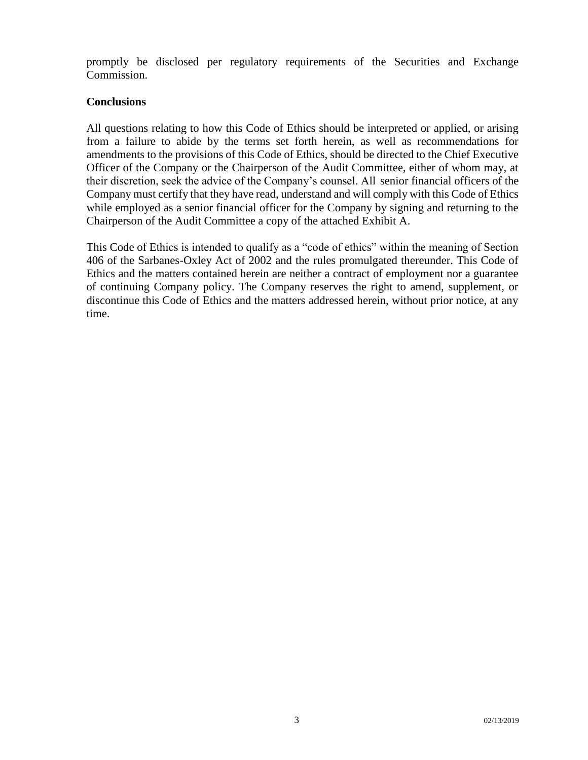promptly be disclosed per regulatory requirements of the Securities and Exchange Commission.

**Conclusions**

All questions relating to how this Code of Ethics should be interpreted or applied, or arising from a failure to abide by the terms set forth herein, as well as recommendations for amendments to the provisions of this Code of Ethics, should be directed to the Chief Executive Officer of the Company or the Chairperson of the Audit Committee, either of whom may, at their discretion, seek the advice of the Company's counsel. All senior financial officers of the Company must certify that they have read, understand and will comply with this Code of Ethics while employed as a senior financial officer for the Company by signing and returning to the Chairperson of the Audit Committee a copy of the attached Exhibit A.

This Code of Ethics is intended to qualify as a "code of ethics" within the meaning of Section 406 of the Sarbanes-Oxley Act of 2002 and the rules promulgated thereunder. This Code of Ethics and the matters contained herein are neither a contract of employment nor a guarantee of continuing Company policy. The Company reserves the right to amend, supplement, or discontinue this Code of Ethics and the matters addressed herein, without prior notice, at any time.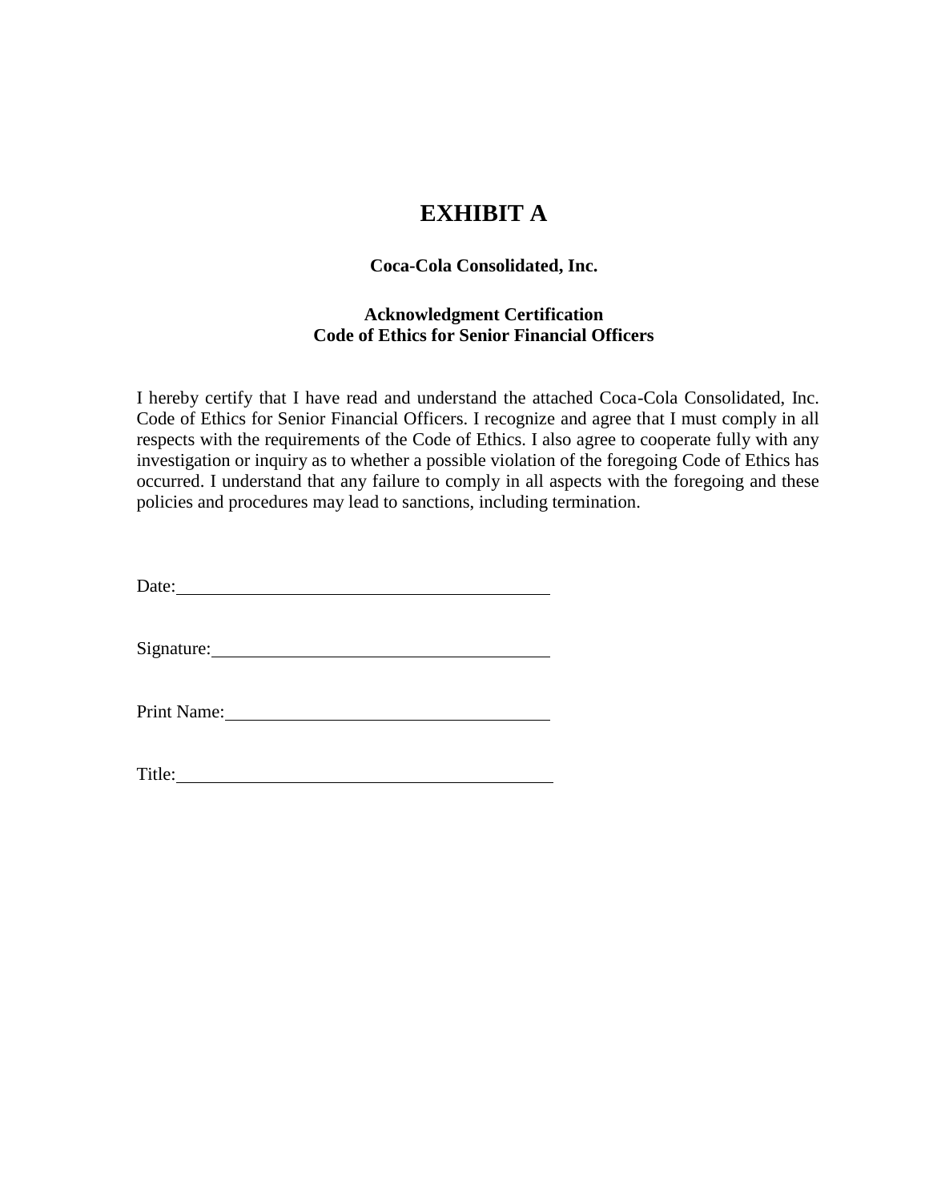# EXHIBIT A

**Coca-Cola Consolidated, Inc.**

**Acknowledgment Certification**
**Code of Ethics for Senior Financial Officers**

I hereby certify that I have read and understand the attached Coca-Cola Consolidated, Inc. Code of Ethics for Senior Financial Officers. I recognize and agree that I must comply in all respects with the requirements of the Code of Ethics. I also agree to cooperate fully with any investigation or inquiry as to whether a possible violation of the foregoing Code of Ethics has occurred. I understand that any failure to comply in all aspects with the foregoing and these policies and procedures may lead to sanctions, including termination.

Date:\_\_\_\_\_\_\_\_\_\_\_\_\_\_\_\_\_\_\_\_\_\_\_\_\_\_\_\_\_\_\_\_\_\_\_\_\_\_\_\_

Signature:\_\_\_\_\_\_\_\_\_\_\_\_\_\_\_\_\_\_\_\_\_\_\_\_\_\_\_\_\_\_\_\_\_\_\_\_\_

Print Name:\_\_\_\_\_\_\_\_\_\_\_\_\_\_\_\_\_\_\_\_\_\_\_\_\_\_\_\_\_\_\_\_\_\_\_

Title:\_\_\_\_\_\_\_\_\_\_\_\_\_\_\_\_\_\_\_\_\_\_\_\_\_\_\_\_\_\_\_\_\_\_\_\_\_\_\_\_\_